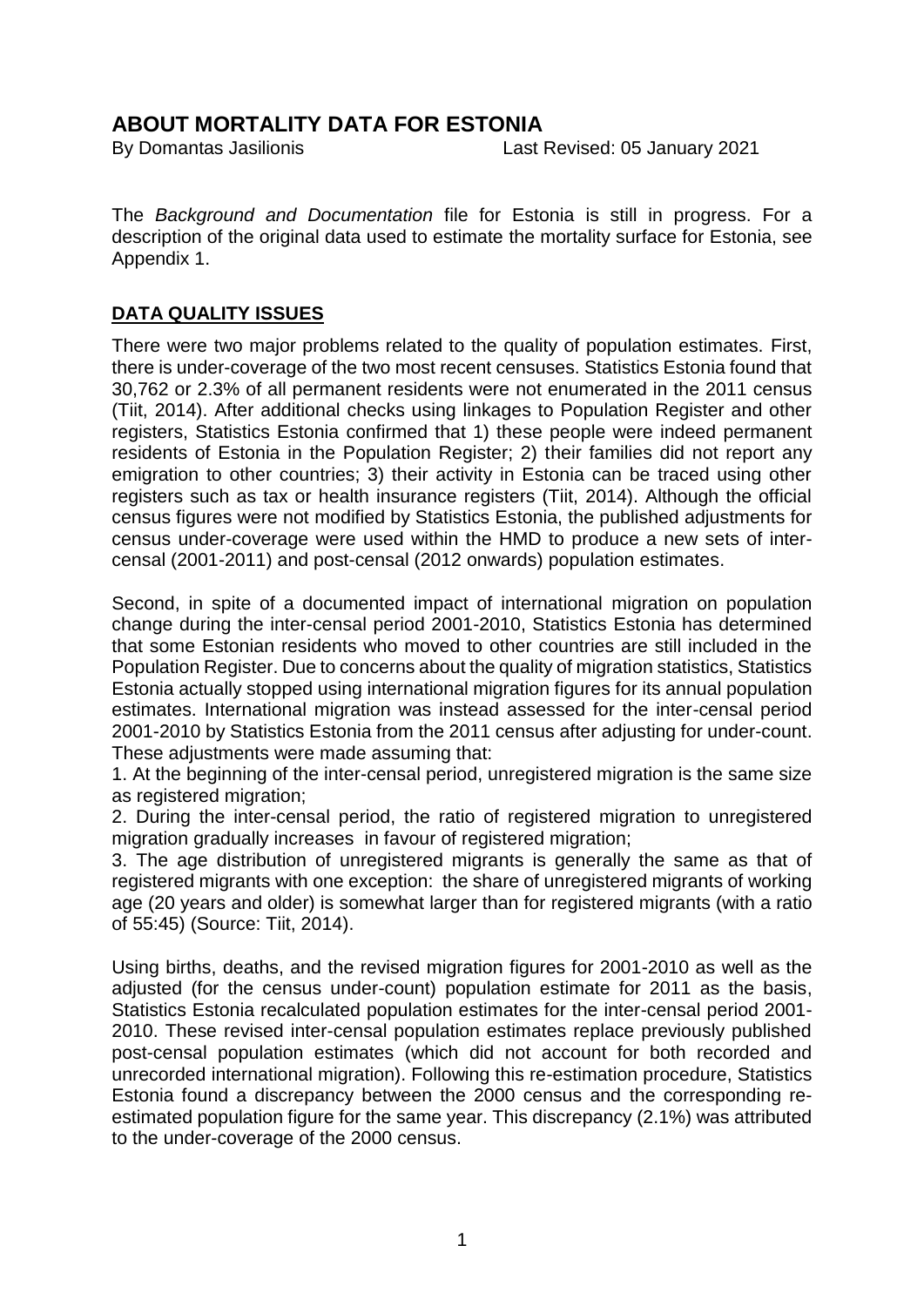# ABOUT MORTALITY DATA FOR ESTONIA

By Domantas Jasilionis Last Revised: 05 January 2021

The *Background and Documentation* file for Estonia is still in progress. For a description of the original data used to estimate the mortality surface for Estonia, see Appendix 1.

## DATA QUALITY ISSUES

There were two major problems related to the quality of population estimates. First, there is under-coverage of the two most recent censuses. Statistics Estonia found that 30,762 or 2.3% of all permanent residents were not enumerated in the 2011 census (Tiit, 2014). After additional checks using linkages to Population Register and other registers, Statistics Estonia confirmed that 1) these people were indeed permanent residents of Estonia in the Population Register; 2) their families did not report any emigration to other countries; 3) their activity in Estonia can be traced using other registers such as tax or health insurance registers (Tiit, 2014). Although the official census figures were not modified by Statistics Estonia, the published adjustments for census under-coverage were used within the HMD to produce a new sets of inter-censal (2001-2011) and post-censal (2012 onwards) population estimates.

Second, in spite of a documented impact of international migration on population change during the inter-censal period 2001-2010, Statistics Estonia has determined that some Estonian residents who moved to other countries are still included in the Population Register. Due to concerns about the quality of migration statistics, Statistics Estonia actually stopped using international migration figures for its annual population estimates. International migration was instead assessed for the inter-censal period 2001-2010 by Statistics Estonia from the 2011 census after adjusting for under-count. These adjustments were made assuming that:

1. At the beginning of the inter-censal period, unregistered migration is the same size as registered migration;
2. During the inter-censal period, the ratio of registered migration to unregistered migration gradually increases in favour of registered migration;
3. The age distribution of unregistered migrants is generally the same as that of registered migrants with one exception: the share of unregistered migrants of working age (20 years and older) is somewhat larger than for registered migrants (with a ratio of 55:45) (Source: Tiit, 2014).

Using births, deaths, and the revised migration figures for 2001-2010 as well as the adjusted (for the census under-count) population estimate for 2011 as the basis, Statistics Estonia recalculated population estimates for the inter-censal period 2001-2010. These revised inter-censal population estimates replace previously published post-censal population estimates (which did not account for both recorded and unrecorded international migration). Following this re-estimation procedure, Statistics Estonia found a discrepancy between the 2000 census and the corresponding re-estimated population figure for the same year. This discrepancy (2.1%) was attributed to the under-coverage of the 2000 census.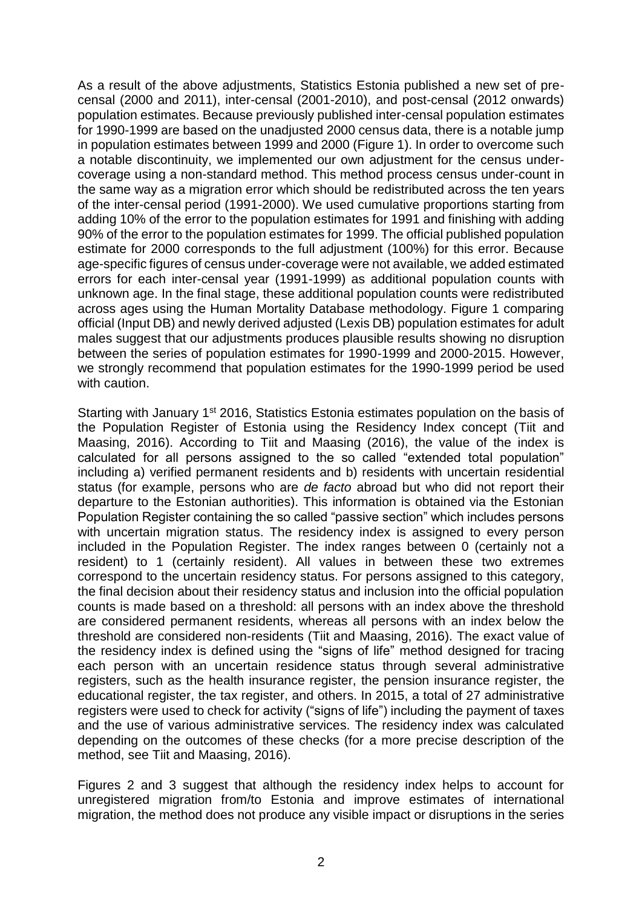As a result of the above adjustments, Statistics Estonia published a new set of pre-censal (2000 and 2011), inter-censal (2001-2010), and post-censal (2012 onwards) population estimates. Because previously published inter-censal population estimates for 1990-1999 are based on the unadjusted 2000 census data, there is a notable jump in population estimates between 1999 and 2000 (Figure 1). In order to overcome such a notable discontinuity, we implemented our own adjustment for the census under-coverage using a non-standard method. This method process census under-count in the same way as a migration error which should be redistributed across the ten years of the inter-censal period (1991-2000). We used cumulative proportions starting from adding 10% of the error to the population estimates for 1991 and finishing with adding 90% of the error to the population estimates for 1999. The official published population estimate for 2000 corresponds to the full adjustment (100%) for this error. Because age-specific figures of census under-coverage were not available, we added estimated errors for each inter-censal year (1991-1999) as additional population counts with unknown age. In the final stage, these additional population counts were redistributed across ages using the Human Mortality Database methodology. Figure 1 comparing official (Input DB) and newly derived adjusted (Lexis DB) population estimates for adult males suggest that our adjustments produces plausible results showing no disruption between the series of population estimates for 1990-1999 and 2000-2015. However, we strongly recommend that population estimates for the 1990-1999 period be used with caution.

Starting with January 1st 2016, Statistics Estonia estimates population on the basis of the Population Register of Estonia using the Residency Index concept (Tiit and Maasing, 2016). According to Tiit and Maasing (2016), the value of the index is calculated for all persons assigned to the so called "extended total population" including a) verified permanent residents and b) residents with uncertain residential status (for example, persons who are *de facto* abroad but who did not report their departure to the Estonian authorities). This information is obtained via the Estonian Population Register containing the so called "passive section" which includes persons with uncertain migration status. The residency index is assigned to every person included in the Population Register. The index ranges between 0 (certainly not a resident) to 1 (certainly resident). All values in between these two extremes correspond to the uncertain residency status. For persons assigned to this category, the final decision about their residency status and inclusion into the official population counts is made based on a threshold: all persons with an index above the threshold are considered permanent residents, whereas all persons with an index below the threshold are considered non-residents (Tiit and Maasing, 2016). The exact value of the residency index is defined using the "signs of life" method designed for tracing each person with an uncertain residence status through several administrative registers, such as the health insurance register, the pension insurance register, the educational register, the tax register, and others. In 2015, a total of 27 administrative registers were used to check for activity ("signs of life") including the payment of taxes and the use of various administrative services. The residency index was calculated depending on the outcomes of these checks (for a more precise description of the method, see Tiit and Maasing, 2016).

Figures 2 and 3 suggest that although the residency index helps to account for unregistered migration from/to Estonia and improve estimates of international migration, the method does not produce any visible impact or disruptions in the series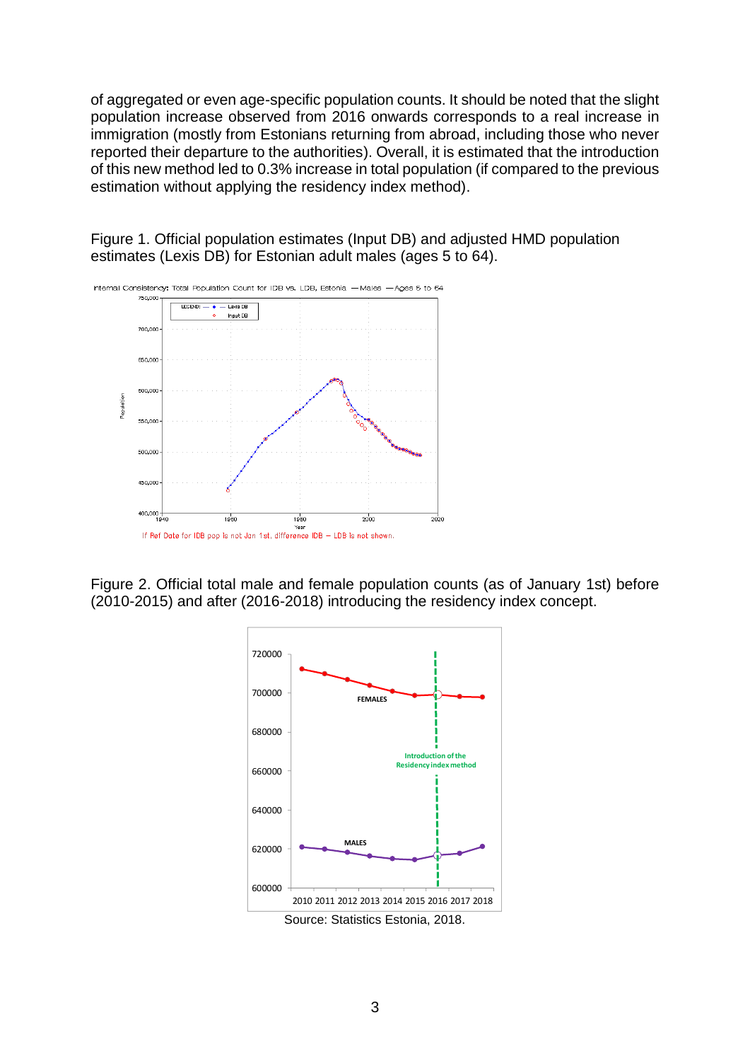of aggregated or even age-specific population counts. It should be noted that the slight population increase observed from 2016 onwards corresponds to a real increase in immigration (mostly from Estonians returning from abroad, including those who never reported their departure to the authorities). Overall, it is estimated that the introduction of this new method led to 0.3% increase in total population (if compared to the previous estimation without applying the residency index method).

Figure 1. Official population estimates (Input DB) and adjusted HMD population estimates (Lexis DB) for Estonian adult males (ages 5 to 64).

Figure 2. Official total male and female population counts (as of January 1st) before (2010-2015) and after (2016-2018) introducing the residency index concept.

Source: Statistics Estonia, 2018.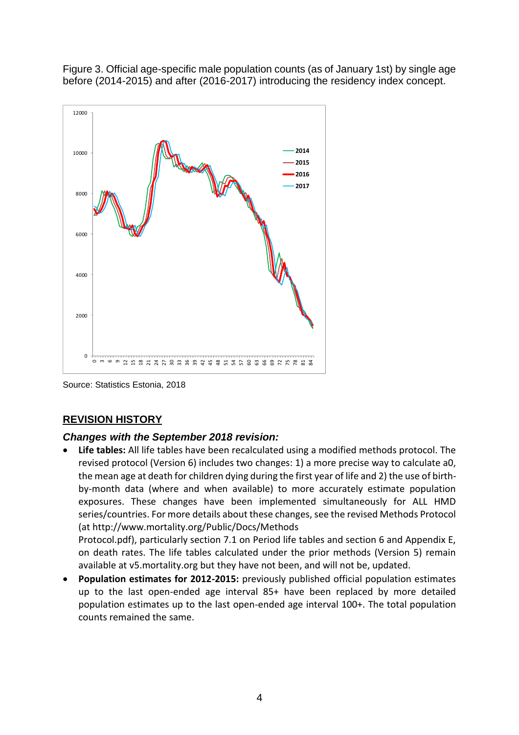Figure 3. Official age-specific male population counts (as of January 1st) by single age before (2014-2015) and after (2016-2017) introducing the residency index concept.

Source: Statistics Estonia, 2018

## REVISION HISTORY

### *Changes with the September 2018 revision:*

- **Life tables:** All life tables have been recalculated using a modified methods protocol. The revised protocol (Version 6) includes two changes: 1) a more precise way to calculate a0, the mean age at death for children dying during the first year of life and 2) the use of birth-by-month data (where and when available) to more accurately estimate population exposures. These changes have been implemented simultaneously for ALL HMD series/countries. For more details about these changes, see the revised Methods Protocol (at http://www.mortality.org/Public/Docs/Methods Protocol.pdf), particularly section 7.1 on Period life tables and section 6 and Appendix E, on death rates. The life tables calculated under the prior methods (Version 5) remain available at v5.mortality.org but they have not been, and will not be, updated.
- **Population estimates for 2012-2015:** previously published official population estimates up to the last open-ended age interval 85+ have been replaced by more detailed population estimates up to the last open-ended age interval 100+. The total population counts remained the same.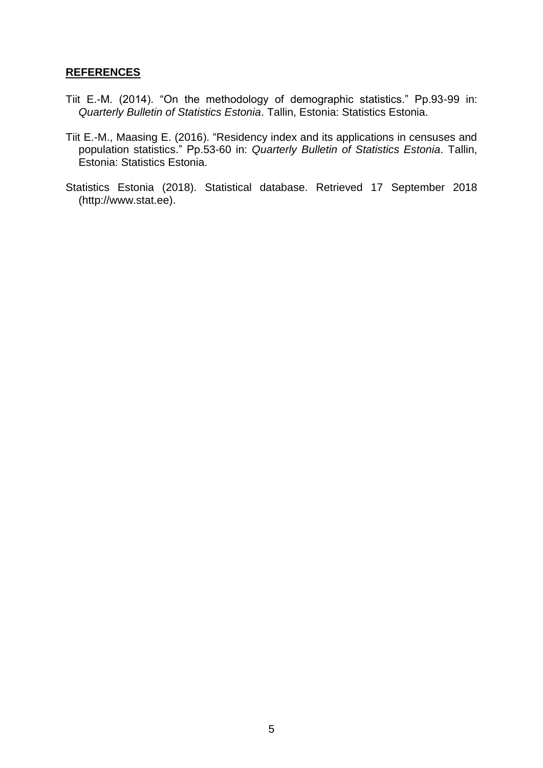## **REFERENCES**

Tiit E.-M. (2014). "On the methodology of demographic statistics." Pp.93-99 in: *Quarterly Bulletin of Statistics Estonia*. Tallin, Estonia: Statistics Estonia.

Tiit E.-M., Maasing E. (2016). "Residency index and its applications in censuses and population statistics." Pp.53-60 in: *Quarterly Bulletin of Statistics Estonia*. Tallin, Estonia: Statistics Estonia.

Statistics Estonia (2018). Statistical database. Retrieved 17 September 2018 (http://www.stat.ee).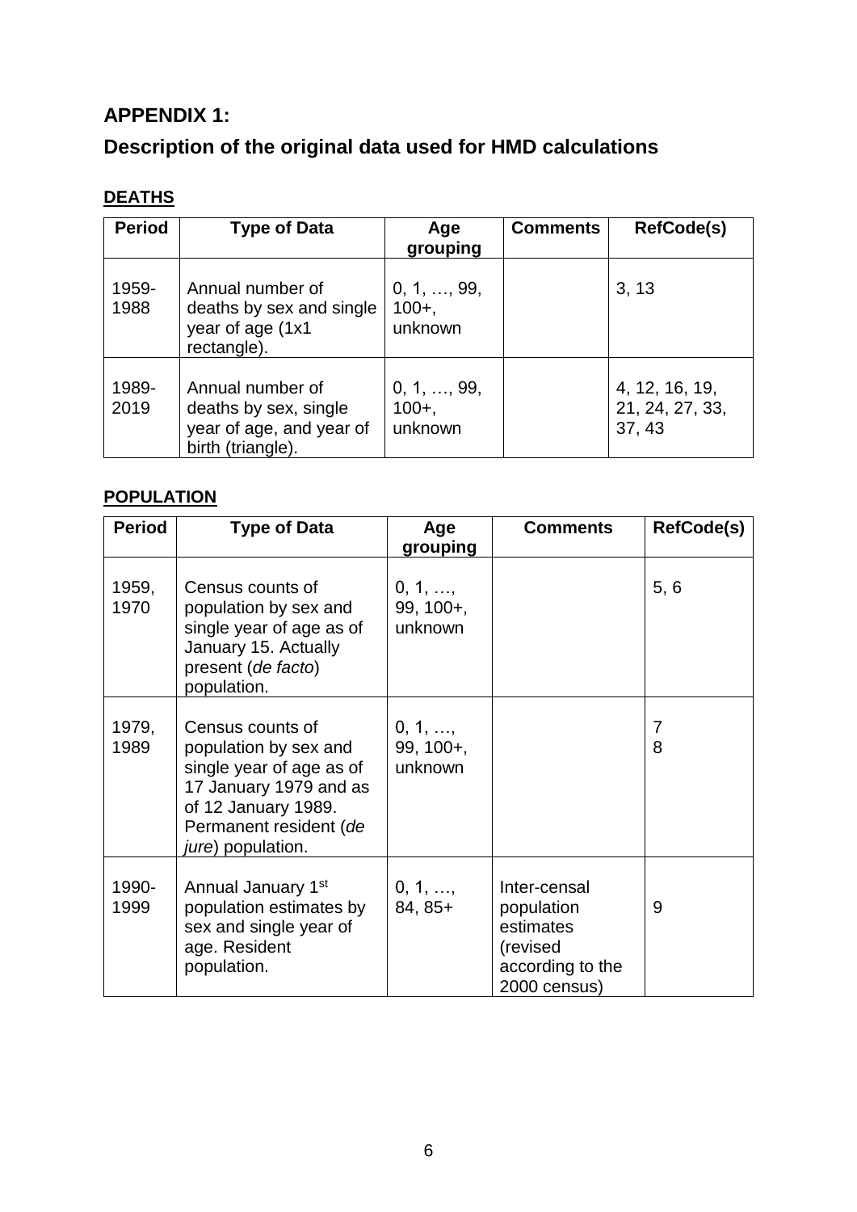## APPENDIX 1:

## Description of the original data used for HMD calculations

**DEATHS**

| Period | Type of Data | Age grouping | Comments | RefCode(s) |
|---|---|---|---|---|
| 1959-1988 | Annual number of deaths by sex and single year of age (1x1 rectangle). | 0, 1, …, 99, 100+, unknown | | 3, 13 |
| 1989-2019 | Annual number of deaths by sex, single year of age, and year of birth (triangle). | 0, 1, …, 99, 100+, unknown | | 4, 12, 16, 19, 21, 24, 27, 33, 37, 43 |

**POPULATION**

| Period | Type of Data | Age grouping | Comments | RefCode(s) |
|---|---|---|---|---|
| 1959, 1970 | Census counts of population by sex and single year of age as of January 15. Actually present (*de facto*) population. | 0, 1, …, 99, 100+, unknown | | 5, 6 |
| 1979, 1989 | Census counts of population by sex and single year of age as of 17 January 1979 and as of 12 January 1989. Permanent resident (*de jure*) population. | 0, 1, …, 99, 100+, unknown | | 7<br>8 |
| 1990-1999 | Annual January 1st population estimates by sex and single year of age. Resident population. | 0, 1, …, 84, 85+ | Inter-censal population estimates (revised according to the 2000 census) | 9 |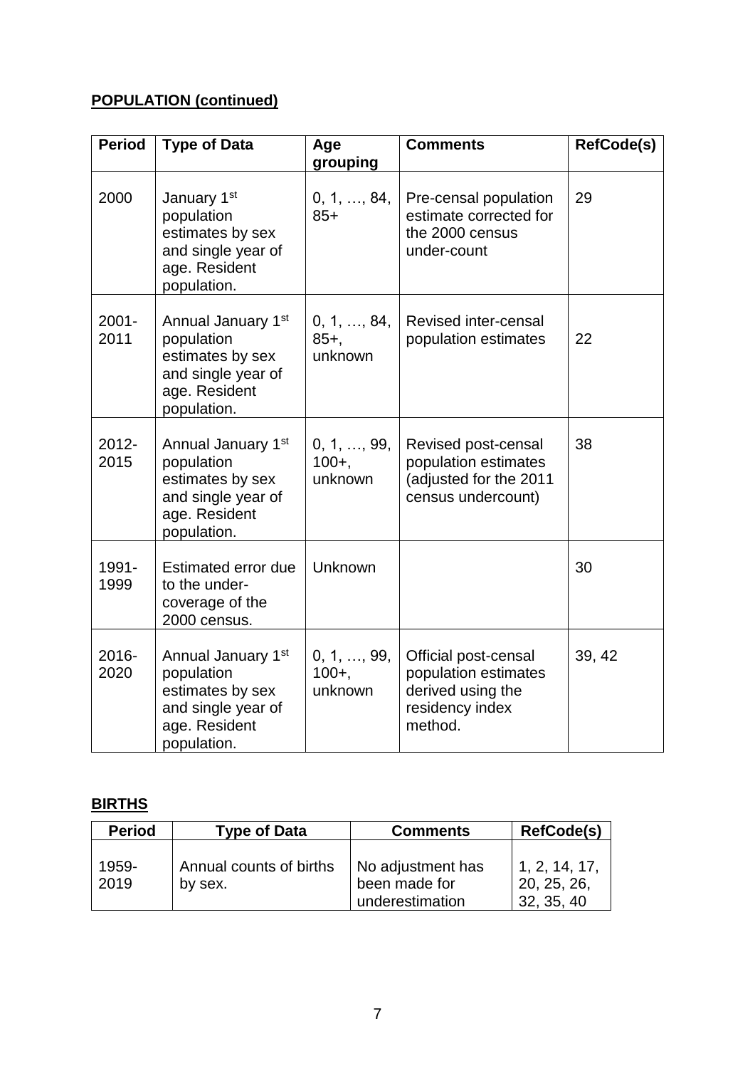**POPULATION (continued)**

| Period | Type of Data | Age grouping | Comments | RefCode(s) |
|---|---|---|---|---|
| 2000 | January 1st population estimates by sex and single year of age. Resident population. | 0, 1, …, 84, 85+ | Pre-censal population estimate corrected for the 2000 census under-count | 29 |
| 2001-2011 | Annual January 1st population estimates by sex and single year of age. Resident population. | 0, 1, …, 84, 85+, unknown | Revised inter-censal population estimates | 22 |
| 2012-2015 | Annual January 1st population estimates by sex and single year of age. Resident population. | 0, 1, …, 99, 100+, unknown | Revised post-censal population estimates (adjusted for the 2011 census undercount) | 38 |
| 1991-1999 | Estimated error due to the under-coverage of the 2000 census. | Unknown | | 30 |
| 2016-2020 | Annual January 1st population estimates by sex and single year of age. Resident population. | 0, 1, …, 99, 100+, unknown | Official post-censal population estimates derived using the residency index method. | 39, 42 |

**BIRTHS**

| Period | Type of Data | Comments | RefCode(s) |
|---|---|---|---|
| 1959-2019 | Annual counts of births by sex. | No adjustment has been made for underestimation | 1, 2, 14, 17, 20, 25, 26, 32, 35, 40 |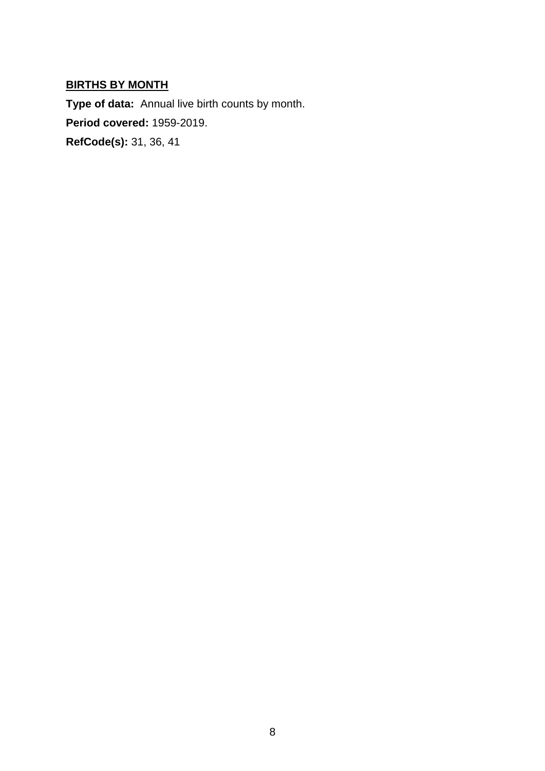**BIRTHS BY MONTH**

**Type of data:** Annual live birth counts by month.

**Period covered:** 1959-2019.

**RefCode(s):** 31, 36, 41